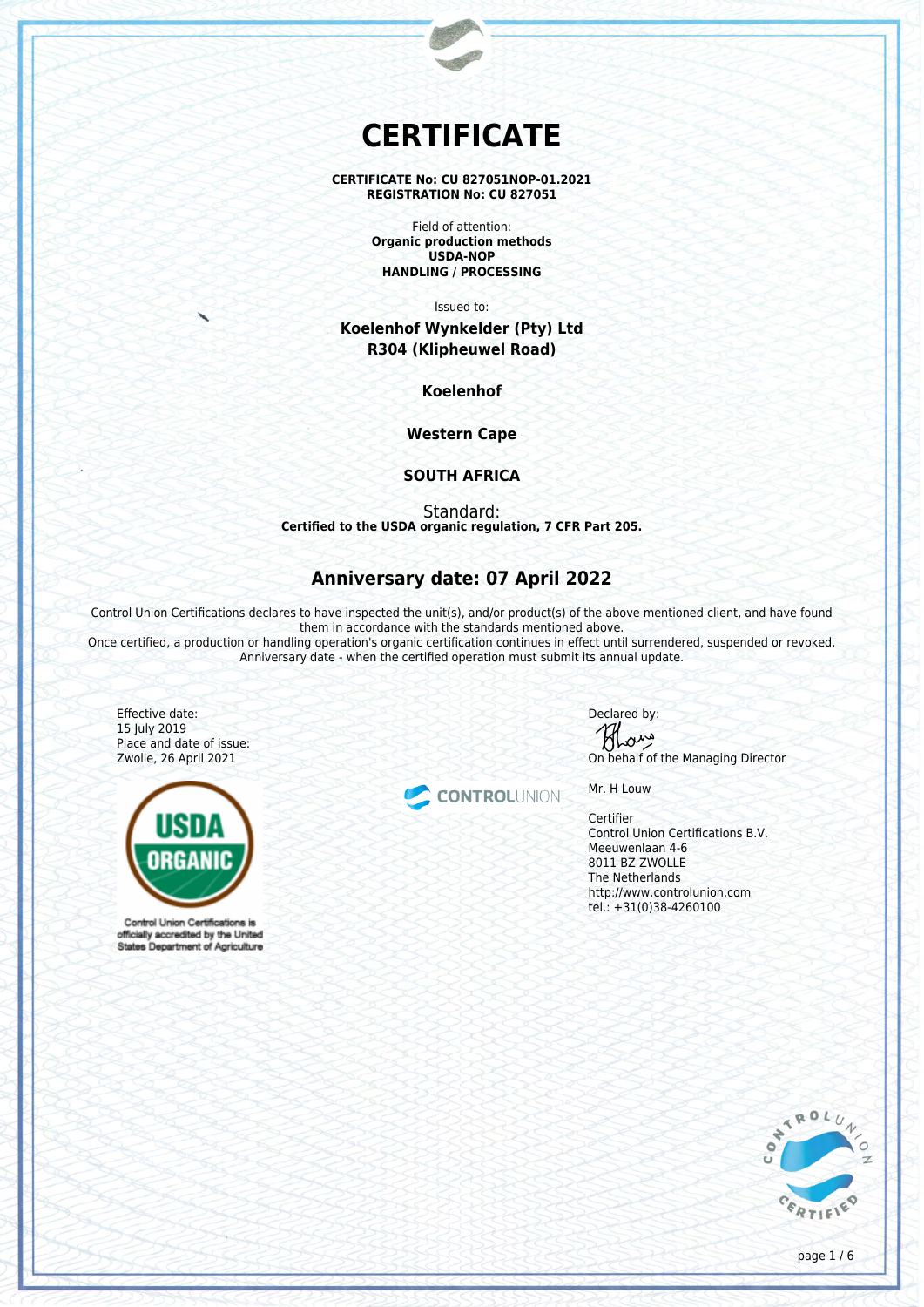# CERTIFICATE

**CERTIFICATE No: CU 827051NOP-01.2021**
**REGISTRATION No: CU 827051**

Field of attention:
**Organic production methods**
**USDA-NOP**
**HANDLING / PROCESSING**

Issued to:

**Koelenhof Wynkelder (Pty) Ltd**
**R304 (Klipheuwel Road)**

**Koelenhof**

**Western Cape**

**SOUTH AFRICA**

Standard:
**Certified to the USDA organic regulation, 7 CFR Part 205.**

## Anniversary date: 07 April 2022

Control Union Certifications declares to have inspected the unit(s), and/or product(s) of the above mentioned client, and have found them in accordance with the standards mentioned above.
Once certified, a production or handling operation's organic certification continues in effect until surrendered, suspended or revoked.
Anniversary date - when the certified operation must submit its annual update.

Effective date:
15 July 2019
Place and date of issue:
Zwolle, 26 April 2021

USDA ORGANIC

Control Union Certifications is officially accredited by the United States Department of Agriculture

CONTROLUNION

Declared by:
On behalf of the Managing Director

Mr. H Louw

Certifier
Control Union Certifications B.V.
Meeuwenlaan 4-6
8011 BZ ZWOLLE
The Netherlands
http://www.controlunion.com
tel.: +31(0)38-4260100

CONTROL UNION CERTIFIED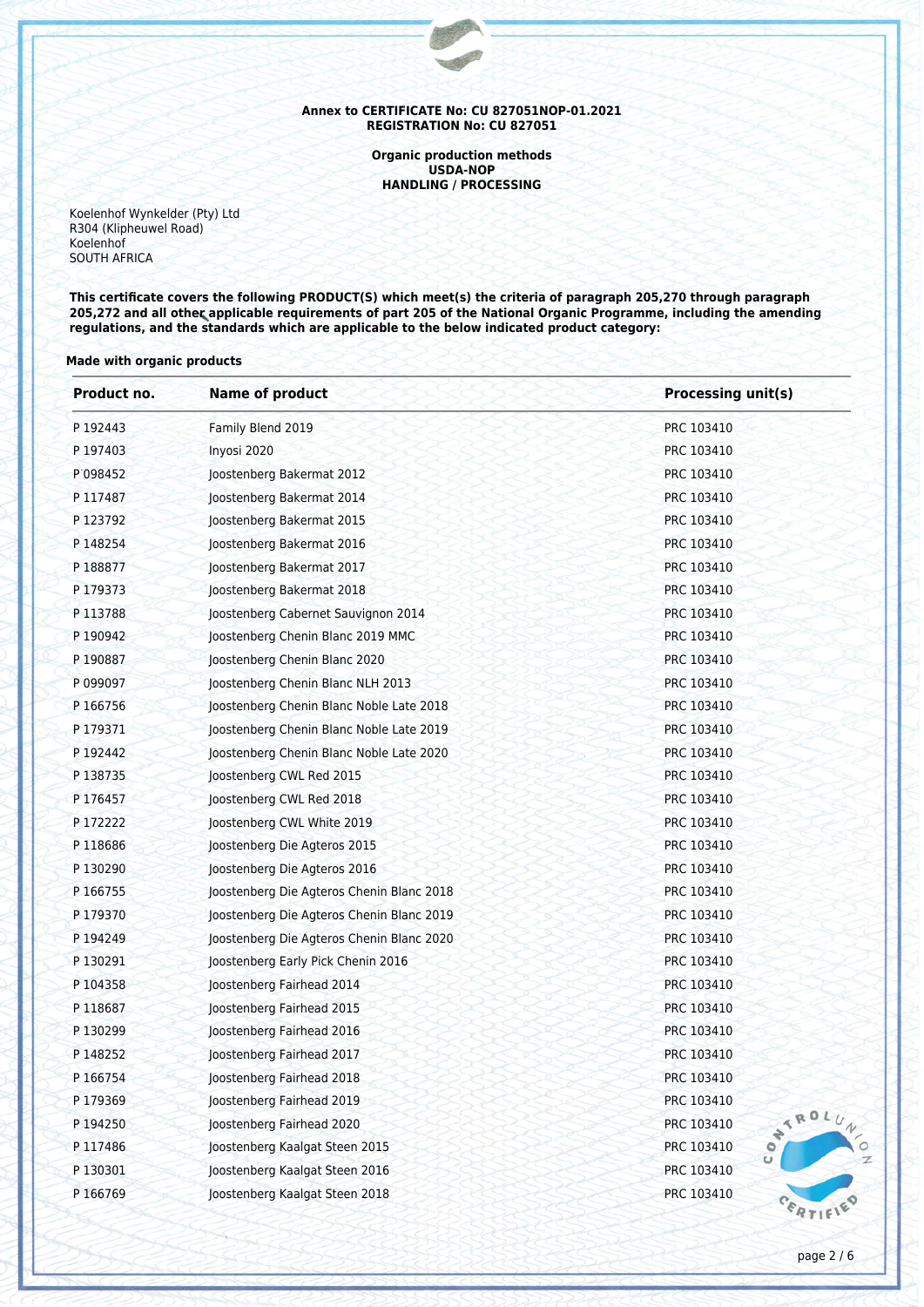**Annex to CERTIFICATE No: CU 827051NOP-01.2021**
**REGISTRATION No: CU 827051**

**Organic production methods**
**USDA-NOP**
**HANDLING / PROCESSING**

Koelenhof Wynkelder (Pty) Ltd
R304 (Klipheuwel Road)
Koelenhof
SOUTH AFRICA

**This certificate covers the following PRODUCT(S) which meet(s) the criteria of paragraph 205,270 through paragraph 205,272 and all other applicable requirements of part 205 of the National Organic Programme, including the amending regulations, and the standards which are applicable to the below indicated product category:**

**Made with organic products**

| Product no. | Name of product | Processing unit(s) |
|---|---|---|
| P 192443 | Family Blend 2019 | PRC 103410 |
| P 197403 | Inyosi 2020 | PRC 103410 |
| P 098452 | Joostenberg Bakermat 2012 | PRC 103410 |
| P 117487 | Joostenberg Bakermat 2014 | PRC 103410 |
| P 123792 | Joostenberg Bakermat 2015 | PRC 103410 |
| P 148254 | Joostenberg Bakermat 2016 | PRC 103410 |
| P 188877 | Joostenberg Bakermat 2017 | PRC 103410 |
| P 179373 | Joostenberg Bakermat 2018 | PRC 103410 |
| P 113788 | Joostenberg Cabernet Sauvignon 2014 | PRC 103410 |
| P 190942 | Joostenberg Chenin Blanc 2019 MMC | PRC 103410 |
| P 190887 | Joostenberg Chenin Blanc 2020 | PRC 103410 |
| P 099097 | Joostenberg Chenin Blanc NLH 2013 | PRC 103410 |
| P 166756 | Joostenberg Chenin Blanc Noble Late 2018 | PRC 103410 |
| P 179371 | Joostenberg Chenin Blanc Noble Late 2019 | PRC 103410 |
| P 192442 | Joostenberg Chenin Blanc Noble Late 2020 | PRC 103410 |
| P 138735 | Joostenberg CWL Red 2015 | PRC 103410 |
| P 176457 | Joostenberg CWL Red 2018 | PRC 103410 |
| P 172222 | Joostenberg CWL White 2019 | PRC 103410 |
| P 118686 | Joostenberg Die Agteros 2015 | PRC 103410 |
| P 130290 | Joostenberg Die Agteros 2016 | PRC 103410 |
| P 166755 | Joostenberg Die Agteros Chenin Blanc 2018 | PRC 103410 |
| P 179370 | Joostenberg Die Agteros Chenin Blanc 2019 | PRC 103410 |
| P 194249 | Joostenberg Die Agteros Chenin Blanc 2020 | PRC 103410 |
| P 130291 | Joostenberg Early Pick Chenin 2016 | PRC 103410 |
| P 104358 | Joostenberg Fairhead 2014 | PRC 103410 |
| P 118687 | Joostenberg Fairhead 2015 | PRC 103410 |
| P 130299 | Joostenberg Fairhead 2016 | PRC 103410 |
| P 148252 | Joostenberg Fairhead 2017 | PRC 103410 |
| P 166754 | Joostenberg Fairhead 2018 | PRC 103410 |
| P 179369 | Joostenberg Fairhead 2019 | PRC 103410 |
| P 194250 | Joostenberg Fairhead 2020 | PRC 103410 |
| P 117486 | Joostenberg Kaalgat Steen 2015 | PRC 103410 |
| P 130301 | Joostenberg Kaalgat Steen 2016 | PRC 103410 |
| P 166769 | Joostenberg Kaalgat Steen 2018 | PRC 103410 |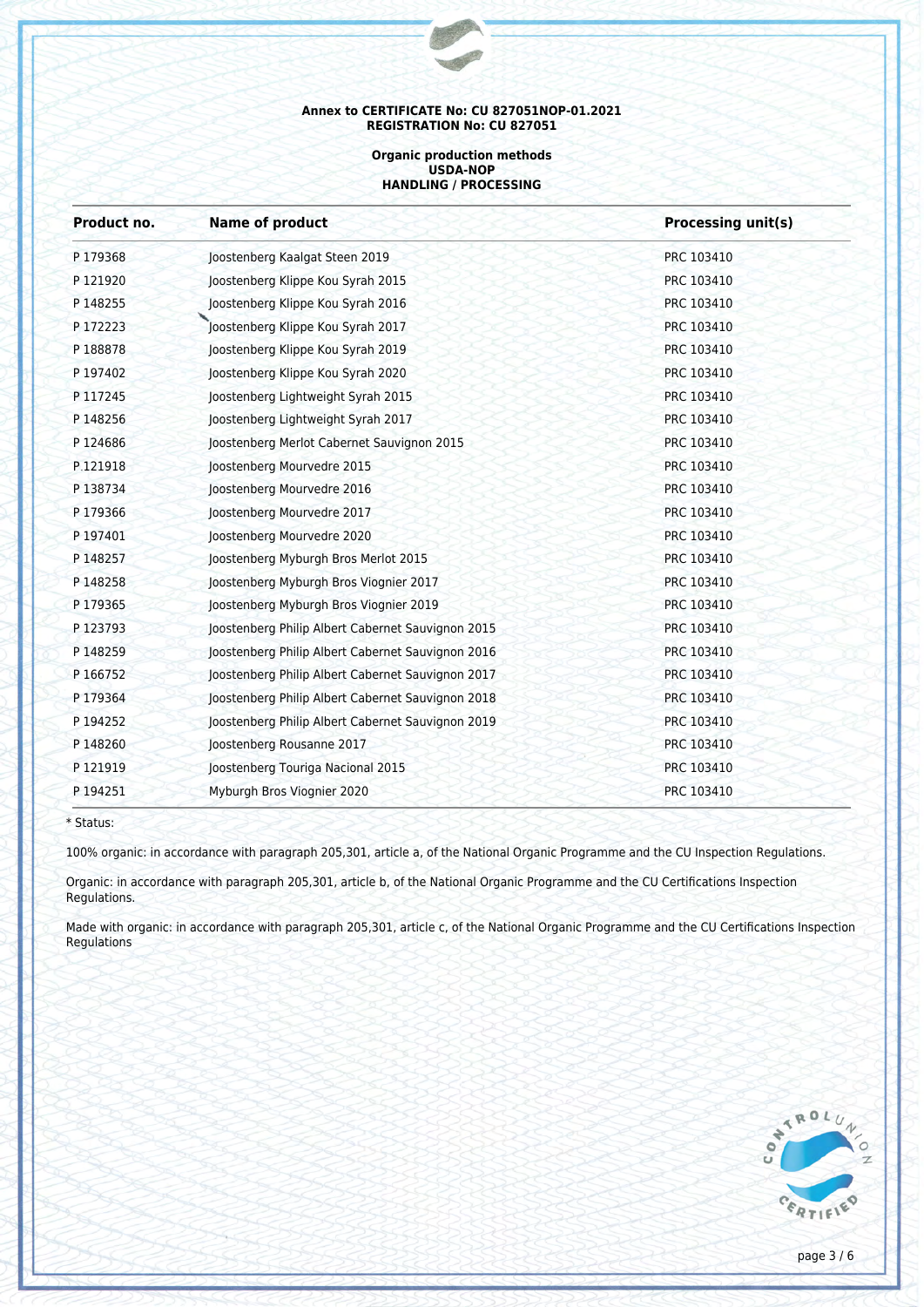**Annex to CERTIFICATE No: CU 827051NOP-01.2021**
**REGISTRATION No: CU 827051**

**Organic production methods**
**USDA-NOP**
**HANDLING / PROCESSING**

| Product no. | Name of product | Processing unit(s) |
|---|---|---|
| P 179368 | Joostenberg Kaalgat Steen 2019 | PRC 103410 |
| P 121920 | Joostenberg Klippe Kou Syrah 2015 | PRC 103410 |
| P 148255 | Joostenberg Klippe Kou Syrah 2016 | PRC 103410 |
| P 172223 | Joostenberg Klippe Kou Syrah 2017 | PRC 103410 |
| P 188878 | Joostenberg Klippe Kou Syrah 2019 | PRC 103410 |
| P 197402 | Joostenberg Klippe Kou Syrah 2020 | PRC 103410 |
| P 117245 | Joostenberg Lightweight Syrah 2015 | PRC 103410 |
| P 148256 | Joostenberg Lightweight Syrah 2017 | PRC 103410 |
| P 124686 | Joostenberg Merlot Cabernet Sauvignon 2015 | PRC 103410 |
| P 121918 | Joostenberg Mourvedre 2015 | PRC 103410 |
| P 138734 | Joostenberg Mourvedre 2016 | PRC 103410 |
| P 179366 | Joostenberg Mourvedre 2017 | PRC 103410 |
| P 197401 | Joostenberg Mourvedre 2020 | PRC 103410 |
| P 148257 | Joostenberg Myburgh Bros Merlot 2015 | PRC 103410 |
| P 148258 | Joostenberg Myburgh Bros Viognier 2017 | PRC 103410 |
| P 179365 | Joostenberg Myburgh Bros Viognier 2019 | PRC 103410 |
| P 123793 | Joostenberg Philip Albert Cabernet Sauvignon 2015 | PRC 103410 |
| P 148259 | Joostenberg Philip Albert Cabernet Sauvignon 2016 | PRC 103410 |
| P 166752 | Joostenberg Philip Albert Cabernet Sauvignon 2017 | PRC 103410 |
| P 179364 | Joostenberg Philip Albert Cabernet Sauvignon 2018 | PRC 103410 |
| P 194252 | Joostenberg Philip Albert Cabernet Sauvignon 2019 | PRC 103410 |
| P 148260 | Joostenberg Rousanne 2017 | PRC 103410 |
| P 121919 | Joostenberg Touriga Nacional 2015 | PRC 103410 |
| P 194251 | Myburgh Bros Viognier 2020 | PRC 103410 |

* Status:

100% organic: in accordance with paragraph 205,301, article a, of the National Organic Programme and the CU Inspection Regulations.

Organic: in accordance with paragraph 205,301, article b, of the National Organic Programme and the CU Certifications Inspection Regulations.

Made with organic: in accordance with paragraph 205,301, article c, of the National Organic Programme and the CU Certifications Inspection Regulations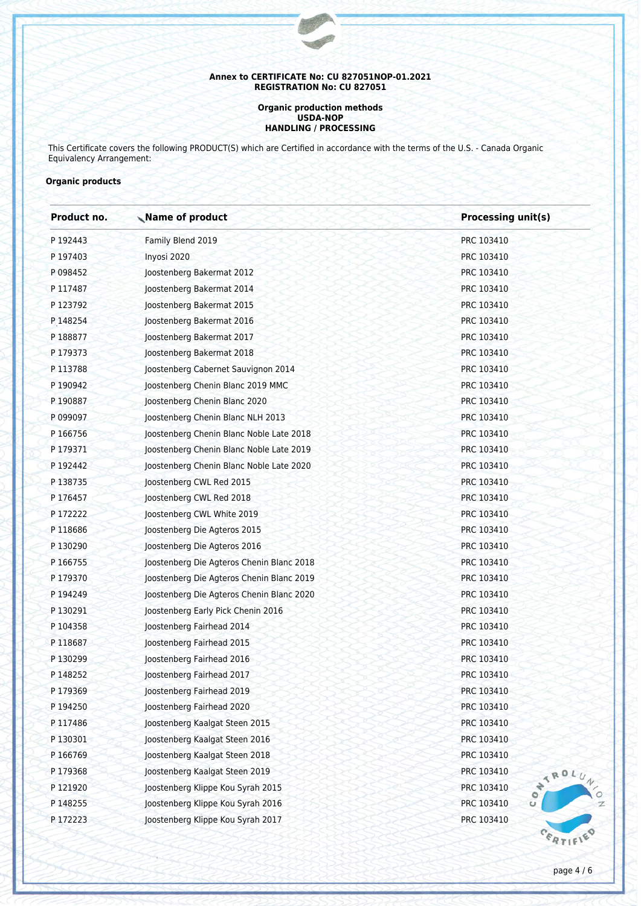**Annex to CERTIFICATE No: CU 827051NOP-01.2021**
**REGISTRATION No: CU 827051**

**Organic production methods**
**USDA-NOP**
**HANDLING / PROCESSING**

This Certificate covers the following PRODUCT(S) which are Certified in accordance with the terms of the U.S. - Canada Organic Equivalency Arrangement:

**Organic products**

| Product no. | Name of product | Processing unit(s) |
|---|---|---|
| P 192443 | Family Blend 2019 | PRC 103410 |
| P 197403 | Inyosi 2020 | PRC 103410 |
| P 098452 | Joostenberg Bakermat 2012 | PRC 103410 |
| P 117487 | Joostenberg Bakermat 2014 | PRC 103410 |
| P 123792 | Joostenberg Bakermat 2015 | PRC 103410 |
| P 148254 | Joostenberg Bakermat 2016 | PRC 103410 |
| P 188877 | Joostenberg Bakermat 2017 | PRC 103410 |
| P 179373 | Joostenberg Bakermat 2018 | PRC 103410 |
| P 113788 | Joostenberg Cabernet Sauvignon 2014 | PRC 103410 |
| P 190942 | Joostenberg Chenin Blanc 2019 MMC | PRC 103410 |
| P 190887 | Joostenberg Chenin Blanc 2020 | PRC 103410 |
| P 099097 | Joostenberg Chenin Blanc NLH 2013 | PRC 103410 |
| P 166756 | Joostenberg Chenin Blanc Noble Late 2018 | PRC 103410 |
| P 179371 | Joostenberg Chenin Blanc Noble Late 2019 | PRC 103410 |
| P 192442 | Joostenberg Chenin Blanc Noble Late 2020 | PRC 103410 |
| P 138735 | Joostenberg CWL Red 2015 | PRC 103410 |
| P 176457 | Joostenberg CWL Red 2018 | PRC 103410 |
| P 172222 | Joostenberg CWL White 2019 | PRC 103410 |
| P 118686 | Joostenberg Die Agteros 2015 | PRC 103410 |
| P 130290 | Joostenberg Die Agteros 2016 | PRC 103410 |
| P 166755 | Joostenberg Die Agteros Chenin Blanc 2018 | PRC 103410 |
| P 179370 | Joostenberg Die Agteros Chenin Blanc 2019 | PRC 103410 |
| P 194249 | Joostenberg Die Agteros Chenin Blanc 2020 | PRC 103410 |
| P 130291 | Joostenberg Early Pick Chenin 2016 | PRC 103410 |
| P 104358 | Joostenberg Fairhead 2014 | PRC 103410 |
| P 118687 | Joostenberg Fairhead 2015 | PRC 103410 |
| P 130299 | Joostenberg Fairhead 2016 | PRC 103410 |
| P 148252 | Joostenberg Fairhead 2017 | PRC 103410 |
| P 179369 | Joostenberg Fairhead 2019 | PRC 103410 |
| P 194250 | Joostenberg Fairhead 2020 | PRC 103410 |
| P 117486 | Joostenberg Kaalgat Steen 2015 | PRC 103410 |
| P 130301 | Joostenberg Kaalgat Steen 2016 | PRC 103410 |
| P 166769 | Joostenberg Kaalgat Steen 2018 | PRC 103410 |
| P 179368 | Joostenberg Kaalgat Steen 2019 | PRC 103410 |
| P 121920 | Joostenberg Klippe Kou Syrah 2015 | PRC 103410 |
| P 148255 | Joostenberg Klippe Kou Syrah 2016 | PRC 103410 |
| P 172223 | Joostenberg Klippe Kou Syrah 2017 | PRC 103410 |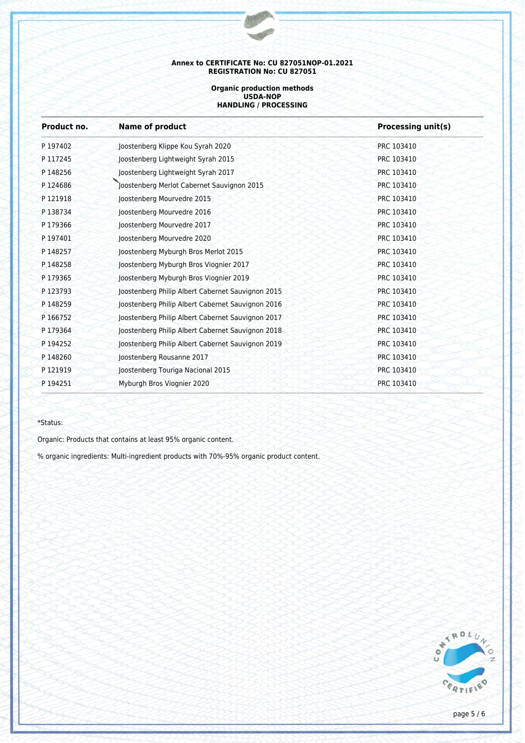**Annex to CERTIFICATE No: CU 827051NOP-01.2021**
**REGISTRATION No: CU 827051**

**Organic production methods**
**USDA-NOP**
**HANDLING / PROCESSING**

| Product no. | Name of product | Processing unit(s) |
|---|---|---|
| P 197402 | Joostenberg Klippe Kou Syrah 2020 | PRC 103410 |
| P 117245 | Joostenberg Lightweight Syrah 2015 | PRC 103410 |
| P 148256 | Joostenberg Lightweight Syrah 2017 | PRC 103410 |
| P 124686 | Joostenberg Merlot Cabernet Sauvignon 2015 | PRC 103410 |
| P 121918 | Joostenberg Mourvedre 2015 | PRC 103410 |
| P 138734 | Joostenberg Mourvedre 2016 | PRC 103410 |
| P 179366 | Joostenberg Mourvedre 2017 | PRC 103410 |
| P 197401 | Joostenberg Mourvedre 2020 | PRC 103410 |
| P 148257 | Joostenberg Myburgh Bros Merlot 2015 | PRC 103410 |
| P 148258 | Joostenberg Myburgh Bros Viognier 2017 | PRC 103410 |
| P 179365 | Joostenberg Myburgh Bros Viognier 2019 | PRC 103410 |
| P 123793 | Joostenberg Philip Albert Cabernet Sauvignon 2015 | PRC 103410 |
| P 148259 | Joostenberg Philip Albert Cabernet Sauvignon 2016 | PRC 103410 |
| P 166752 | Joostenberg Philip Albert Cabernet Sauvignon 2017 | PRC 103410 |
| P 179364 | Joostenberg Philip Albert Cabernet Sauvignon 2018 | PRC 103410 |
| P 194252 | Joostenberg Philip Albert Cabernet Sauvignon 2019 | PRC 103410 |
| P 148260 | Joostenberg Rousanne 2017 | PRC 103410 |
| P 121919 | Joostenberg Touriga Nacional 2015 | PRC 103410 |
| P 194251 | Myburgh Bros Viognier 2020 | PRC 103410 |

*Status:

Organic: Products that contains at least 95% organic content.

% organic ingredients: Multi-ingredient products with 70%-95% organic product content.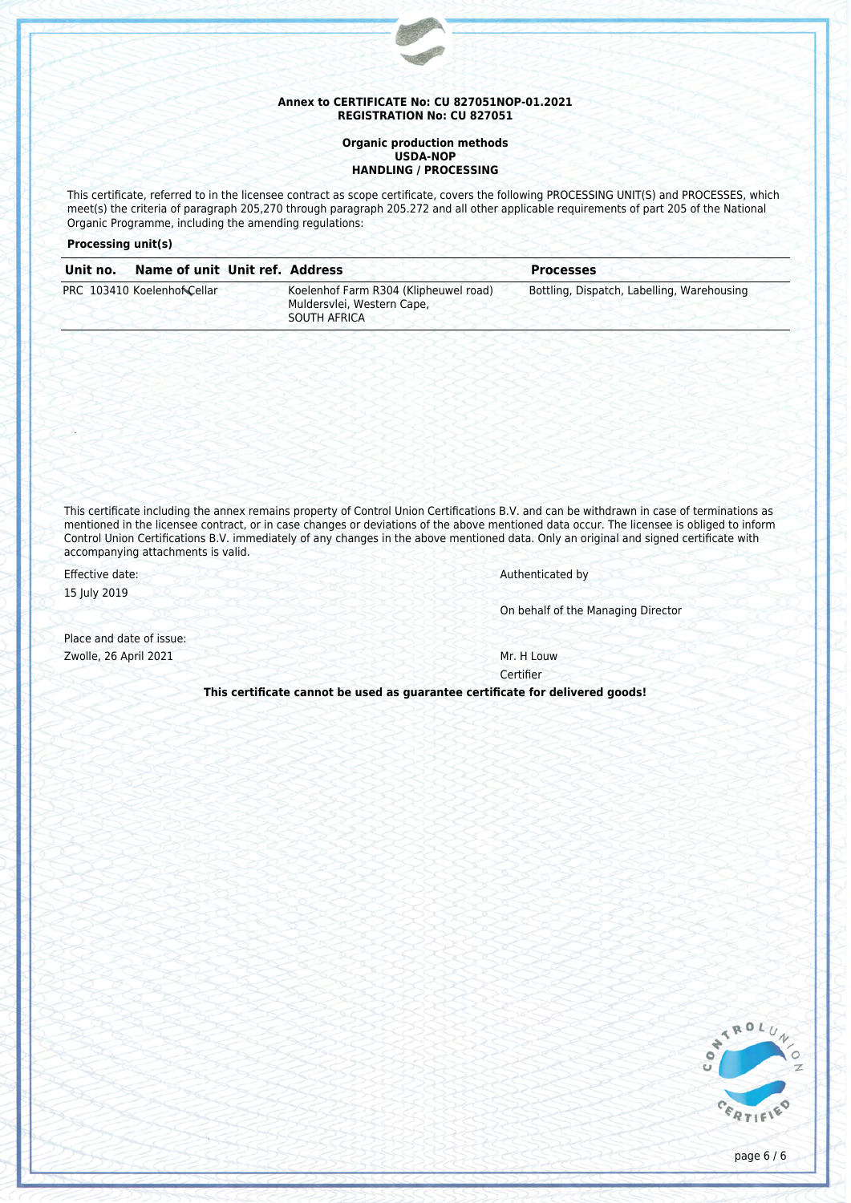**Annex to CERTIFICATE No: CU 827051NOP-01.2021**
**REGISTRATION No: CU 827051**

**Organic production methods**
**USDA-NOP**
**HANDLING / PROCESSING**

This certificate, referred to in the licensee contract as scope certificate, covers the following PROCESSING UNIT(S) and PROCESSES, which meet(s) the criteria of paragraph 205,270 through paragraph 205.272 and all other applicable requirements of part 205 of the National Organic Programme, including the amending regulations:

**Processing unit(s)**

| Unit no. | Name of unit | Unit ref. | Address | Processes |
|---|---|---|---|---|
| PRC 103410 | Koelenhof Cellar | | Koelenhof Farm R304 (Klipheuwel road) Muldersvlei, Western Cape, SOUTH AFRICA | Bottling, Dispatch, Labelling, Warehousing |

This certificate including the annex remains property of Control Union Certifications B.V. and can be withdrawn in case of terminations as mentioned in the licensee contract, or in case changes or deviations of the above mentioned data occur. The licensee is obliged to inform Control Union Certifications B.V. immediately of any changes in the above mentioned data. Only an original and signed certificate with accompanying attachments is valid.

Effective date:
15 July 2019

Place and date of issue:
Zwolle, 26 April 2021

Authenticated by

On behalf of the Managing Director

Mr. H Louw
Certifier

**This certificate cannot be used as guarantee certificate for delivered goods!**